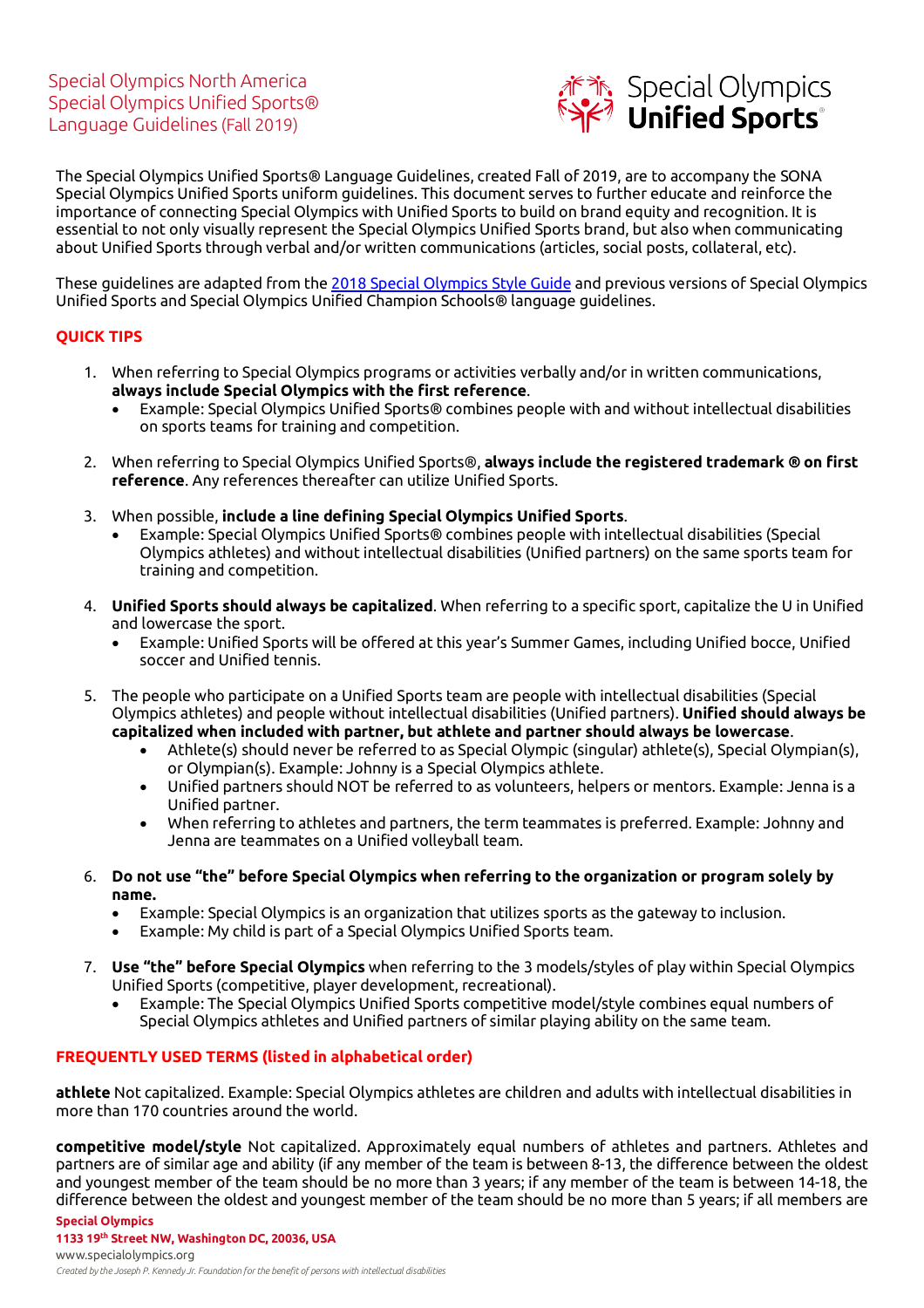# Special Olympics North America
# Special Olympics Unified Sports®
# Language Guidelines (Fall 2019)

Special Olympics Unified Sports

The Special Olympics Unified Sports® Language Guidelines, created Fall of 2019, are to accompany the SONA Special Olympics Unified Sports uniform guidelines. This document serves to further educate and reinforce the importance of connecting Special Olympics with Unified Sports to build on brand equity and recognition. It is essential to not only visually represent the Special Olympics Unified Sports brand, but also when communicating about Unified Sports through verbal and/or written communications (articles, social posts, collateral, etc).

These guidelines are adapted from the 2018 Special Olympics Style Guide and previous versions of Special Olympics Unified Sports and Special Olympics Unified Champion Schools® language guidelines.

## QUICK TIPS

1. When referring to Special Olympics programs or activities verbally and/or in written communications, **always include Special Olympics with the first reference**.
   - Example: Special Olympics Unified Sports® combines people with and without intellectual disabilities on sports teams for training and competition.

2. When referring to Special Olympics Unified Sports®, **always include the registered trademark ® on first reference**. Any references thereafter can utilize Unified Sports.

3. When possible, **include a line defining Special Olympics Unified Sports**.
   - Example: Special Olympics Unified Sports® combines people with intellectual disabilities (Special Olympics athletes) and without intellectual disabilities (Unified partners) on the same sports team for training and competition.

4. **Unified Sports should always be capitalized**. When referring to a specific sport, capitalize the U in Unified and lowercase the sport.
   - Example: Unified Sports will be offered at this year's Summer Games, including Unified bocce, Unified soccer and Unified tennis.

5. The people who participate on a Unified Sports team are people with intellectual disabilities (Special Olympics athletes) and people without intellectual disabilities (Unified partners). **Unified should always be capitalized when included with partner, but athlete and partner should always be lowercase**.
   - Athlete(s) should never be referred to as Special Olympic (singular) athlete(s), Special Olympian(s), or Olympian(s). Example: Johnny is a Special Olympics athlete.
   - Unified partners should NOT be referred to as volunteers, helpers or mentors. Example: Jenna is a Unified partner.
   - When referring to athletes and partners, the term teammates is preferred. Example: Johnny and Jenna are teammates on a Unified volleyball team.

6. **Do not use "the" before Special Olympics when referring to the organization or program solely by name.**
   - Example: Special Olympics is an organization that utilizes sports as the gateway to inclusion.
   - Example: My child is part of a Special Olympics Unified Sports team.

7. **Use "the" before Special Olympics** when referring to the 3 models/styles of play within Special Olympics Unified Sports (competitive, player development, recreational).
   - Example: The Special Olympics Unified Sports competitive model/style combines equal numbers of Special Olympics athletes and Unified partners of similar playing ability on the same team.

## FREQUENTLY USED TERMS (listed in alphabetical order)

**athlete** Not capitalized. Example: Special Olympics athletes are children and adults with intellectual disabilities in more than 170 countries around the world.

**competitive model/style** Not capitalized. Approximately equal numbers of athletes and partners. Athletes and partners are of similar age and ability (if any member of the team is between 8-13, the difference between the oldest and youngest member of the team should be no more than 3 years; if any member of the team is between 14-18, the difference between the oldest and youngest member of the team should be no more than 5 years; if all members are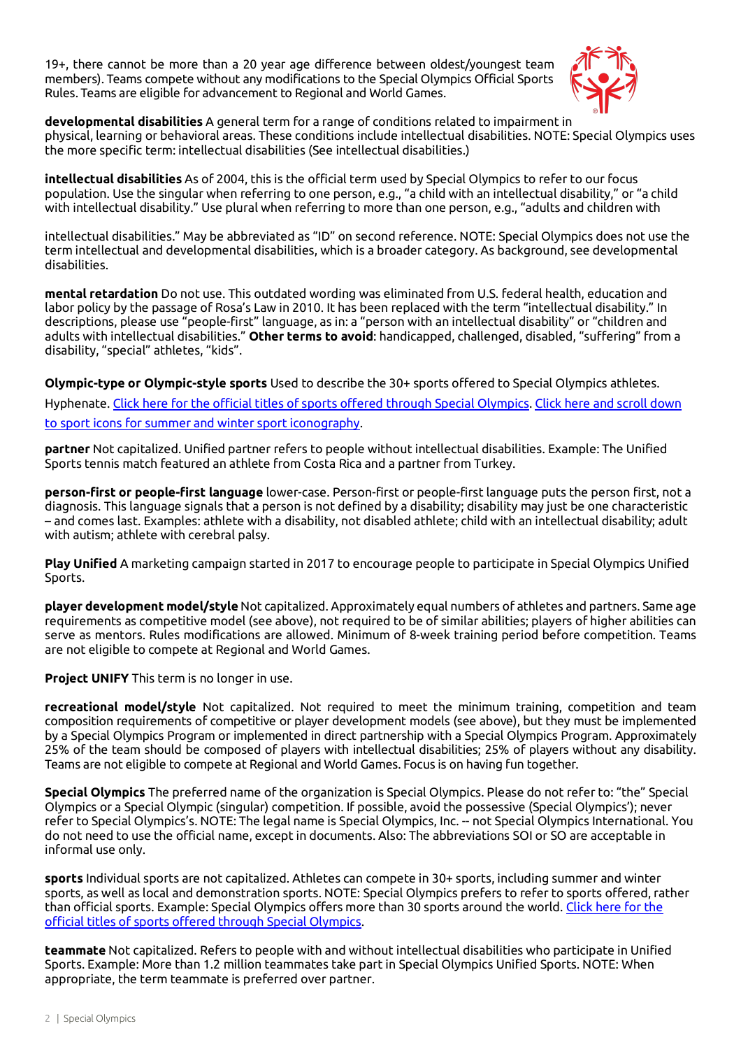19+, there cannot be more than a 20 year age difference between oldest/youngest team members). Teams compete without any modifications to the Special Olympics Official Sports Rules. Teams are eligible for advancement to Regional and World Games.

**developmental disabilities** A general term for a range of conditions related to impairment in physical, learning or behavioral areas. These conditions include intellectual disabilities. NOTE: Special Olympics uses the more specific term: intellectual disabilities (See intellectual disabilities.)

**intellectual disabilities** As of 2004, this is the official term used by Special Olympics to refer to our focus population. Use the singular when referring to one person, e.g., "a child with an intellectual disability," or "a child with intellectual disability." Use plural when referring to more than one person, e.g., "adults and children with intellectual disabilities." May be abbreviated as "ID" on second reference. NOTE: Special Olympics does not use the term intellectual and developmental disabilities, which is a broader category. As background, see developmental disabilities.

**mental retardation** Do not use. This outdated wording was eliminated from U.S. federal health, education and labor policy by the passage of Rosa's Law in 2010. It has been replaced with the term "intellectual disability." In descriptions, please use "people-first" language, as in: a "person with an intellectual disability" or "children and adults with intellectual disabilities." **Other terms to avoid**: handicapped, challenged, disabled, "suffering" from a disability, "special" athletes, "kids".

**Olympic-type or Olympic-style sports** Used to describe the 30+ sports offered to Special Olympics athletes. Hyphenate. Click here for the official titles of sports offered through Special Olympics. Click here and scroll down to sport icons for summer and winter sport iconography.

**partner** Not capitalized. Unified partner refers to people without intellectual disabilities. Example: The Unified Sports tennis match featured an athlete from Costa Rica and a partner from Turkey.

**person-first or people-first language** lower-case. Person-first or people-first language puts the person first, not a diagnosis. This language signals that a person is not defined by a disability; disability may just be one characteristic – and comes last. Examples: athlete with a disability, not disabled athlete; child with an intellectual disability; adult with autism; athlete with cerebral palsy.

**Play Unified** A marketing campaign started in 2017 to encourage people to participate in Special Olympics Unified Sports.

**player development model/style** Not capitalized. Approximately equal numbers of athletes and partners. Same age requirements as competitive model (see above), not required to be of similar abilities; players of higher abilities can serve as mentors. Rules modifications are allowed. Minimum of 8-week training period before competition. Teams are not eligible to compete at Regional and World Games.

**Project UNIFY** This term is no longer in use.

**recreational model/style** Not capitalized. Not required to meet the minimum training, competition and team composition requirements of competitive or player development models (see above), but they must be implemented by a Special Olympics Program or implemented in direct partnership with a Special Olympics Program. Approximately 25% of the team should be composed of players with intellectual disabilities; 25% of players without any disability. Teams are not eligible to compete at Regional and World Games. Focus is on having fun together.

**Special Olympics** The preferred name of the organization is Special Olympics. Please do not refer to: "the" Special Olympics or a Special Olympic (singular) competition. If possible, avoid the possessive (Special Olympics'); never refer to Special Olympics's. NOTE: The legal name is Special Olympics, Inc. -- not Special Olympics International. You do not need to use the official name, except in documents. Also: The abbreviations SOI or SO are acceptable in informal use only.

**sports** Individual sports are not capitalized. Athletes can compete in 30+ sports, including summer and winter sports, as well as local and demonstration sports. NOTE: Special Olympics prefers to refer to sports offered, rather than official sports. Example: Special Olympics offers more than 30 sports around the world. Click here for the official titles of sports offered through Special Olympics.

**teammate** Not capitalized. Refers to people with and without intellectual disabilities who participate in Unified Sports. Example: More than 1.2 million teammates take part in Special Olympics Unified Sports. NOTE: When appropriate, the term teammate is preferred over partner.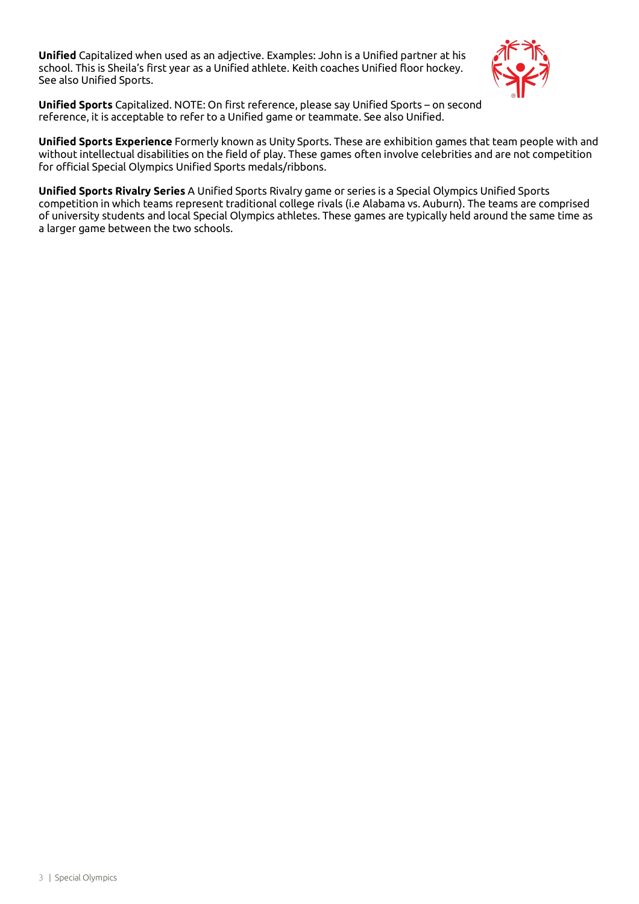**Unified** Capitalized when used as an adjective. Examples: John is a Unified partner at his school. This is Sheila's first year as a Unified athlete. Keith coaches Unified floor hockey. See also Unified Sports.

**Unified Sports** Capitalized. NOTE: On first reference, please say Unified Sports – on second reference, it is acceptable to refer to a Unified game or teammate. See also Unified.

**Unified Sports Experience** Formerly known as Unity Sports. These are exhibition games that team people with and without intellectual disabilities on the field of play. These games often involve celebrities and are not competition for official Special Olympics Unified Sports medals/ribbons.

**Unified Sports Rivalry Series** A Unified Sports Rivalry game or series is a Special Olympics Unified Sports competition in which teams represent traditional college rivals (i.e Alabama vs. Auburn). The teams are comprised of university students and local Special Olympics athletes. These games are typically held around the same time as a larger game between the two schools.